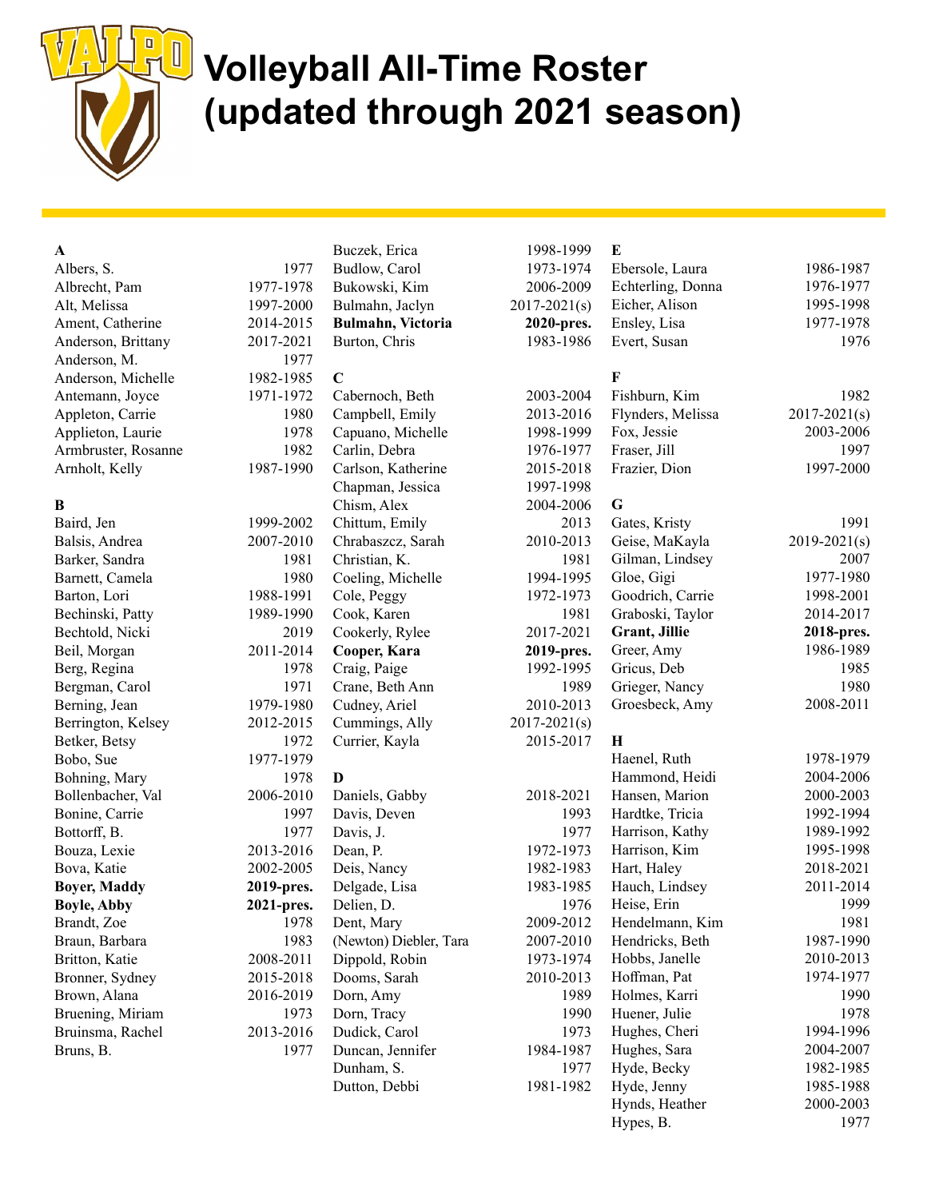# Volleyball All-Time Roster (updated through 2021 season)

**A**

| Name | Years |
|---|---|
| Albers, S. | 1977 |
| Albrecht, Pam | 1977-1978 |
| Alt, Melissa | 1997-2000 |
| Ament, Catherine | 2014-2015 |
| Anderson, Brittany | 2017-2021 |
| Anderson, M. | 1977 |
| Anderson, Michelle | 1982-1985 |
| Antemann, Joyce | 1971-1972 |
| Appleton, Carrie | 1980 |
| Applieton, Laurie | 1978 |
| Armbruster, Rosanne | 1982 |
| Arnholt, Kelly | 1987-1990 |

**B**

| Name | Years |
|---|---|
| Baird, Jen | 1999-2002 |
| Balsis, Andrea | 2007-2010 |
| Barker, Sandra | 1981 |
| Barnett, Camela | 1980 |
| Barton, Lori | 1988-1991 |
| Bechinski, Patty | 1989-1990 |
| Bechtold, Nicki | 2019 |
| Beil, Morgan | 2011-2014 |
| Berg, Regina | 1978 |
| Bergman, Carol | 1971 |
| Berning, Jean | 1979-1980 |
| Berrington, Kelsey | 2012-2015 |
| Betker, Betsy | 1972 |
| Bobo, Sue | 1977-1979 |
| Bohning, Mary | 1978 |
| Bollenbacher, Val | 2006-2010 |
| Bonine, Carrie | 1997 |
| Bottorff, B. | 1977 |
| Bouza, Lexie | 2013-2016 |
| Bova, Katie | 2002-2005 |
| **Boyer, Maddy** | **2019-pres.** |
| **Boyle, Abby** | **2021-pres.** |
| Brandt, Zoe | 1978 |
| Braun, Barbara | 1983 |
| Britton, Katie | 2008-2011 |
| Bronner, Sydney | 2015-2018 |
| Brown, Alana | 2016-2019 |
| Bruening, Miriam | 1973 |
| Bruinsma, Rachel | 2013-2016 |
| Bruns, B. | 1977 |
| Buczek, Erica | 1998-1999 |
| Budlow, Carol | 1973-1974 |
| Bukowski, Kim | 2006-2009 |
| Bulmahn, Jaclyn | 2017-2021(s) |
| **Bulmahn, Victoria** | **2020-pres.** |
| Burton, Chris | 1983-1986 |

**C**

| Name | Years |
|---|---|
| Cabernoch, Beth | 2003-2004 |
| Campbell, Emily | 2013-2016 |
| Capuano, Michelle | 1998-1999 |
| Carlin, Debra | 1976-1977 |
| Carlson, Katherine | 2015-2018 |
| Chapman, Jessica | 1997-1998 |
| Chism, Alex | 2004-2006 |
| Chittum, Emily | 2013 |
| Chrabaszcz, Sarah | 2010-2013 |
| Christian, K. | 1981 |
| Coeling, Michelle | 1994-1995 |
| Cole, Peggy | 1972-1973 |
| Cook, Karen | 1981 |
| Cookerly, Rylee | 2017-2021 |
| **Cooper, Kara** | **2019-pres.** |
| Craig, Paige | 1992-1995 |
| Crane, Beth Ann | 1989 |
| Cudney, Ariel | 2010-2013 |
| Cummings, Ally | 2017-2021(s) |
| Currier, Kayla | 2015-2017 |

**D**

| Name | Years |
|---|---|
| Daniels, Gabby | 2018-2021 |
| Davis, Deven | 1993 |
| Davis, J. | 1977 |
| Dean, P. | 1972-1973 |
| Deis, Nancy | 1982-1983 |
| Delgade, Lisa | 1983-1985 |
| Delien, D. | 1976 |
| Dent, Mary | 2009-2012 |
| (Newton) Diebler, Tara | 2007-2010 |
| Dippold, Robin | 1973-1974 |
| Dooms, Sarah | 2010-2013 |
| Dorn, Amy | 1989 |
| Dorn, Tracy | 1990 |
| Dudick, Carol | 1973 |
| Duncan, Jennifer | 1984-1987 |
| Dunham, S. | 1977 |
| Dutton, Debbi | 1981-1982 |

**E**

| Name | Years |
|---|---|
| Ebersole, Laura | 1986-1987 |
| Echterling, Donna | 1976-1977 |
| Eicher, Alison | 1995-1998 |
| Ensley, Lisa | 1977-1978 |
| Evert, Susan | 1976 |

**F**

| Name | Years |
|---|---|
| Fishburn, Kim | 1982 |
| Flynders, Melissa | 2017-2021(s) |
| Fox, Jessie | 2003-2006 |
| Fraser, Jill | 1997 |
| Frazier, Dion | 1997-2000 |

**G**

| Name | Years |
|---|---|
| Gates, Kristy | 1991 |
| Geise, MaKayla | 2019-2021(s) |
| Gilman, Lindsey | 2007 |
| Gloe, Gigi | 1977-1980 |
| Goodrich, Carrie | 1998-2001 |
| Graboski, Taylor | 2014-2017 |
| **Grant, Jillie** | **2018-pres.** |
| Greer, Amy | 1986-1989 |
| Gricus, Deb | 1985 |
| Grieger, Nancy | 1980 |
| Groesbeck, Amy | 2008-2011 |

**H**

| Name | Years |
|---|---|
| Haenel, Ruth | 1978-1979 |
| Hammond, Heidi | 2004-2006 |
| Hansen, Marion | 2000-2003 |
| Hardtke, Tricia | 1992-1994 |
| Harrison, Kathy | 1989-1992 |
| Harrison, Kim | 1995-1998 |
| Hart, Haley | 2018-2021 |
| Hauch, Lindsey | 2011-2014 |
| Heise, Erin | 1999 |
| Hendelmann, Kim | 1981 |
| Hendricks, Beth | 1987-1990 |
| Hobbs, Janelle | 2010-2013 |
| Hoffman, Pat | 1974-1977 |
| Holmes, Karri | 1990 |
| Huener, Julie | 1978 |
| Hughes, Cheri | 1994-1996 |
| Hughes, Sara | 2004-2007 |
| Hyde, Becky | 1982-1985 |
| Hyde, Jenny | 1985-1988 |
| Hynds, Heather | 2000-2003 |
| Hypes, B. | 1977 |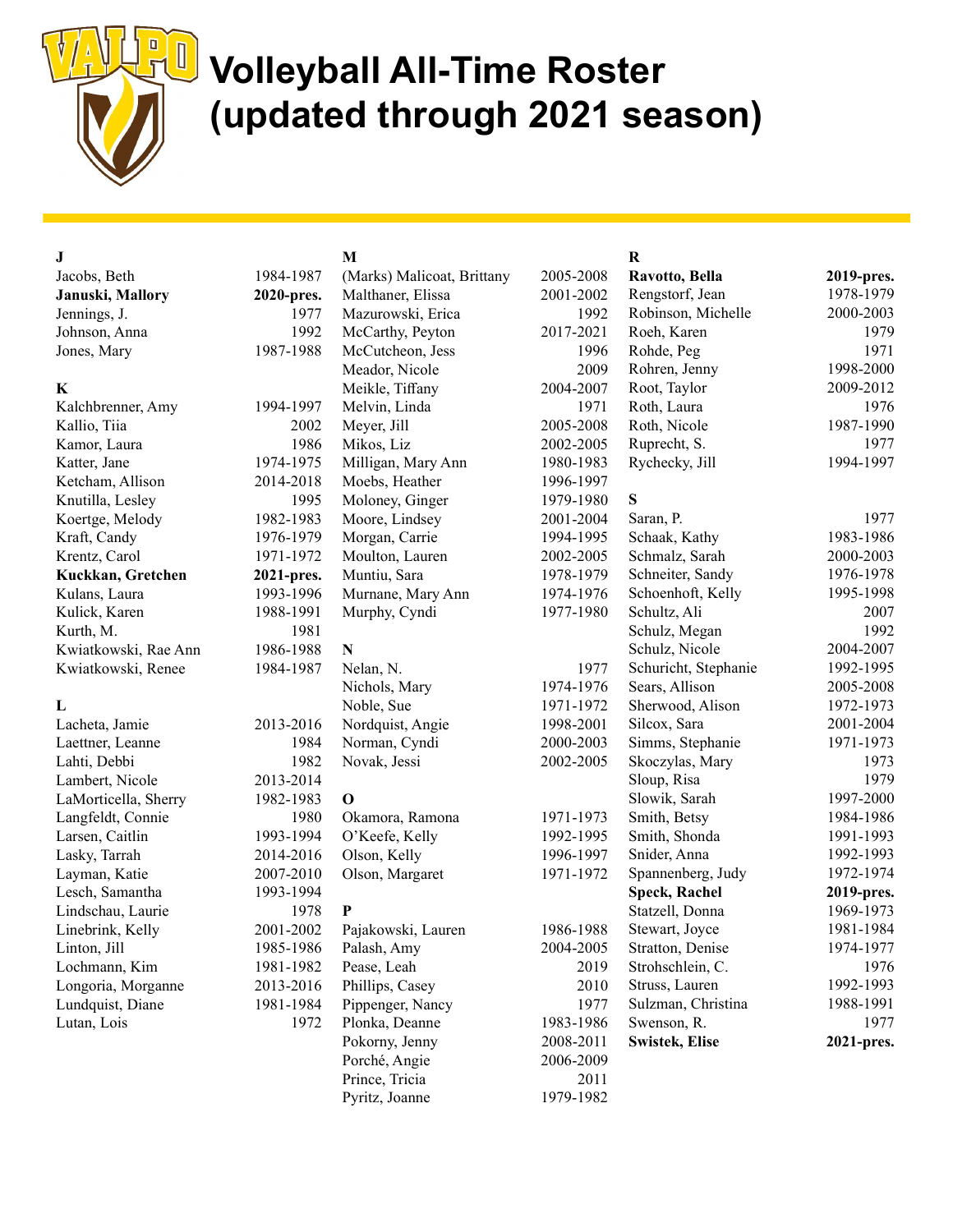# Volleyball All-Time Roster (updated through 2021 season)

**J**

| Name | Years |
|---|---|
| Jacobs, Beth | 1984-1987 |
| **Januski, Mallory** | **2020-pres.** |
| Jennings, J. | 1977 |
| Johnson, Anna | 1992 |
| Jones, Mary | 1987-1988 |

**K**

| Name | Years |
|---|---|
| Kalchbrenner, Amy | 1994-1997 |
| Kallio, Tiia | 2002 |
| Kamor, Laura | 1986 |
| Katter, Jane | 1974-1975 |
| Ketcham, Allison | 2014-2018 |
| Knutilla, Lesley | 1995 |
| Koertge, Melody | 1982-1983 |
| Kraft, Candy | 1976-1979 |
| Krentz, Carol | 1971-1972 |
| **Kuckkan, Gretchen** | **2021-pres.** |
| Kulans, Laura | 1993-1996 |
| Kulick, Karen | 1988-1991 |
| Kurth, M. | 1981 |
| Kwiatkowski, Rae Ann | 1986-1988 |
| Kwiatkowski, Renee | 1984-1987 |

**L**

| Name | Years |
|---|---|
| Lacheta, Jamie | 2013-2016 |
| Laettner, Leanne | 1984 |
| Lahti, Debbi | 1982 |
| Lambert, Nicole | 2013-2014 |
| LaMorticella, Sherry | 1982-1983 |
| Langfeldt, Connie | 1980 |
| Larsen, Caitlin | 1993-1994 |
| Lasky, Tarrah | 2014-2016 |
| Layman, Katie | 2007-2010 |
| Lesch, Samantha | 1993-1994 |
| Lindschau, Laurie | 1978 |
| Linebrink, Kelly | 2001-2002 |
| Linton, Jill | 1985-1986 |
| Lochmann, Kim | 1981-1982 |
| Longoria, Morganne | 2013-2016 |
| Lundquist, Diane | 1981-1984 |
| Lutan, Lois | 1972 |

**M**

| Name | Years |
|---|---|
| (Marks) Malicoat, Brittany | 2005-2008 |
| Malthaner, Elissa | 2001-2002 |
| Mazurowski, Erica | 1992 |
| McCarthy, Peyton | 2017-2021 |
| McCutcheon, Jess | 1996 |
| Meador, Nicole | 2009 |
| Meikle, Tiffany | 2004-2007 |
| Melvin, Linda | 1971 |
| Meyer, Jill | 2005-2008 |
| Mikos, Liz | 2002-2005 |
| Milligan, Mary Ann | 1980-1983 |
| Moebs, Heather | 1996-1997 |
| Moloney, Ginger | 1979-1980 |
| Moore, Lindsey | 2001-2004 |
| Morgan, Carrie | 1994-1995 |
| Moulton, Lauren | 2002-2005 |
| Muntiu, Sara | 1978-1979 |
| Murnane, Mary Ann | 1974-1976 |
| Murphy, Cyndi | 1977-1980 |

**N**

| Name | Years |
|---|---|
| Nelan, N. | 1977 |
| Nichols, Mary | 1974-1976 |
| Noble, Sue | 1971-1972 |
| Nordquist, Angie | 1998-2001 |
| Norman, Cyndi | 2000-2003 |
| Novak, Jessi | 2002-2005 |

**O**

| Name | Years |
|---|---|
| Okamora, Ramona | 1971-1973 |
| O'Keefe, Kelly | 1992-1995 |
| Olson, Kelly | 1996-1997 |
| Olson, Margaret | 1971-1972 |

**P**

| Name | Years |
|---|---|
| Pajakowski, Lauren | 1986-1988 |
| Palash, Amy | 2004-2005 |
| Pease, Leah | 2019 |
| Phillips, Casey | 2010 |
| Pippenger, Nancy | 1977 |
| Plonka, Deanne | 1983-1986 |
| Pokorny, Jenny | 2008-2011 |
| Porché, Angie | 2006-2009 |
| Prince, Tricia | 2011 |
| Pyritz, Joanne | 1979-1982 |

**R**

| Name | Years |
|---|---|
| **Ravotto, Bella** | **2019-pres.** |
| Rengstorf, Jean | 1978-1979 |
| Robinson, Michelle | 2000-2003 |
| Roeh, Karen | 1979 |
| Rohde, Peg | 1971 |
| Rohren, Jenny | 1998-2000 |
| Root, Taylor | 2009-2012 |
| Roth, Laura | 1976 |
| Roth, Nicole | 1987-1990 |
| Ruprecht, S. | 1977 |
| Rychecky, Jill | 1994-1997 |

**S**

| Name | Years |
|---|---|
| Saran, P. | 1977 |
| Schaak, Kathy | 1983-1986 |
| Schmalz, Sarah | 2000-2003 |
| Schneiter, Sandy | 1976-1978 |
| Schoenhoft, Kelly | 1995-1998 |
| Schultz, Ali | 2007 |
| Schulz, Megan | 1992 |
| Schulz, Nicole | 2004-2007 |
| Schuricht, Stephanie | 1992-1995 |
| Sears, Allison | 2005-2008 |
| Sherwood, Alison | 1972-1973 |
| Silcox, Sara | 2001-2004 |
| Simms, Stephanie | 1971-1973 |
| Skoczylas, Mary | 1973 |
| Sloup, Risa | 1979 |
| Slowik, Sarah | 1997-2000 |
| Smith, Betsy | 1984-1986 |
| Smith, Shonda | 1991-1993 |
| Snider, Anna | 1992-1993 |
| Spannenberg, Judy | 1972-1974 |
| **Speck, Rachel** | **2019-pres.** |
| Statzell, Donna | 1969-1973 |
| Stewart, Joyce | 1981-1984 |
| Stratton, Denise | 1974-1977 |
| Strohschlein, C. | 1976 |
| Struss, Lauren | 1992-1993 |
| Sulzman, Christina | 1988-1991 |
| Swenson, R. | 1977 |
| **Swistek, Elise** | **2021-pres.** |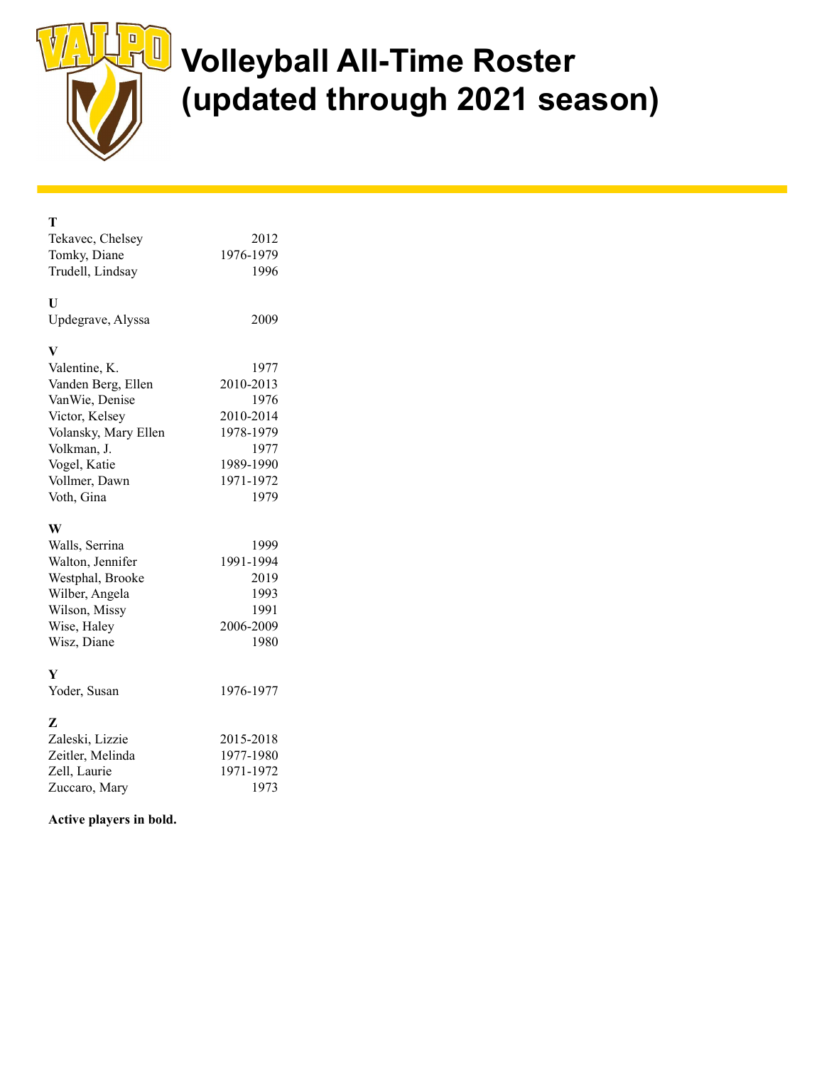# Volleyball All-Time Roster (updated through 2021 season)

**T**

| | |
|---|---|
| Tekavec, Chelsey | 2012 |
| Tomky, Diane | 1976-1979 |
| Trudell, Lindsay | 1996 |

**U**

| | |
|---|---|
| Updegrave, Alyssa | 2009 |

**V**

| | |
|---|---|
| Valentine, K. | 1977 |
| Vanden Berg, Ellen | 2010-2013 |
| VanWie, Denise | 1976 |
| Victor, Kelsey | 2010-2014 |
| Volansky, Mary Ellen | 1978-1979 |
| Volkman, J. | 1977 |
| Vogel, Katie | 1989-1990 |
| Vollmer, Dawn | 1971-1972 |
| Voth, Gina | 1979 |

**W**

| | |
|---|---|
| Walls, Serrina | 1999 |
| Walton, Jennifer | 1991-1994 |
| Westphal, Brooke | 2019 |
| Wilber, Angela | 1993 |
| Wilson, Missy | 1991 |
| Wise, Haley | 2006-2009 |
| Wisz, Diane | 1980 |

**Y**

| | |
|---|---|
| Yoder, Susan | 1976-1977 |

**Z**

| | |
|---|---|
| Zaleski, Lizzie | 2015-2018 |
| Zeitler, Melinda | 1977-1980 |
| Zell, Laurie | 1971-1972 |
| Zuccaro, Mary | 1973 |

**Active players in bold.**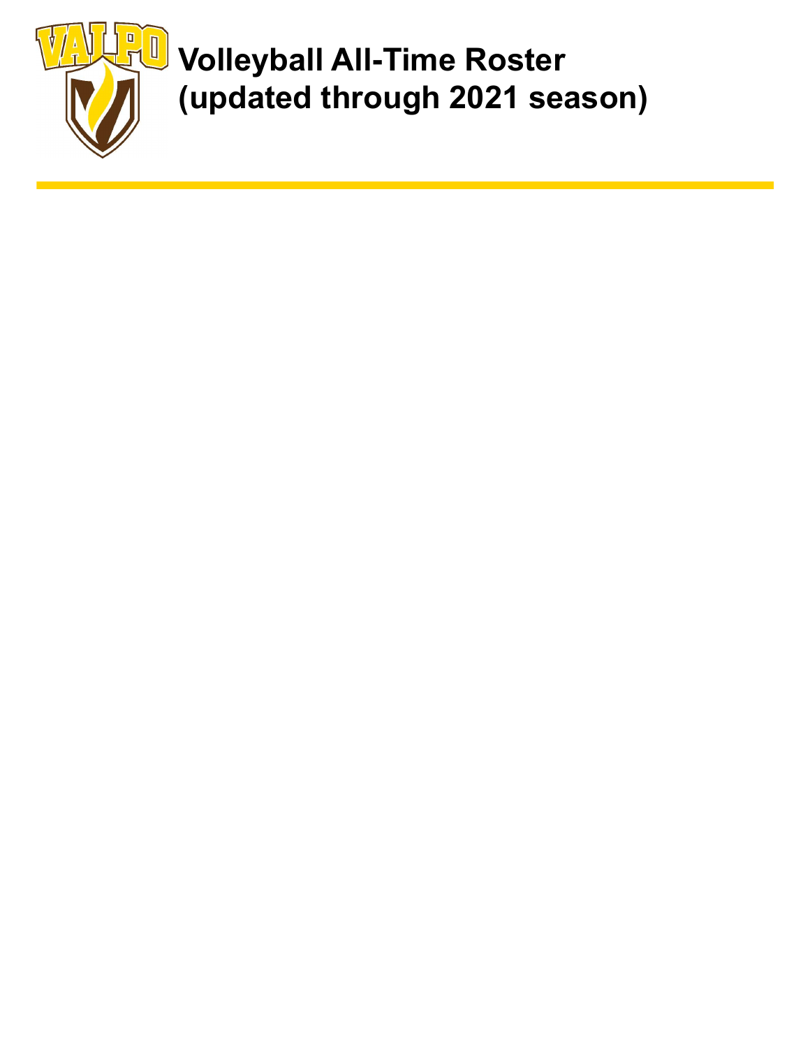# Volleyball All-Time Roster (updated through 2021 season)